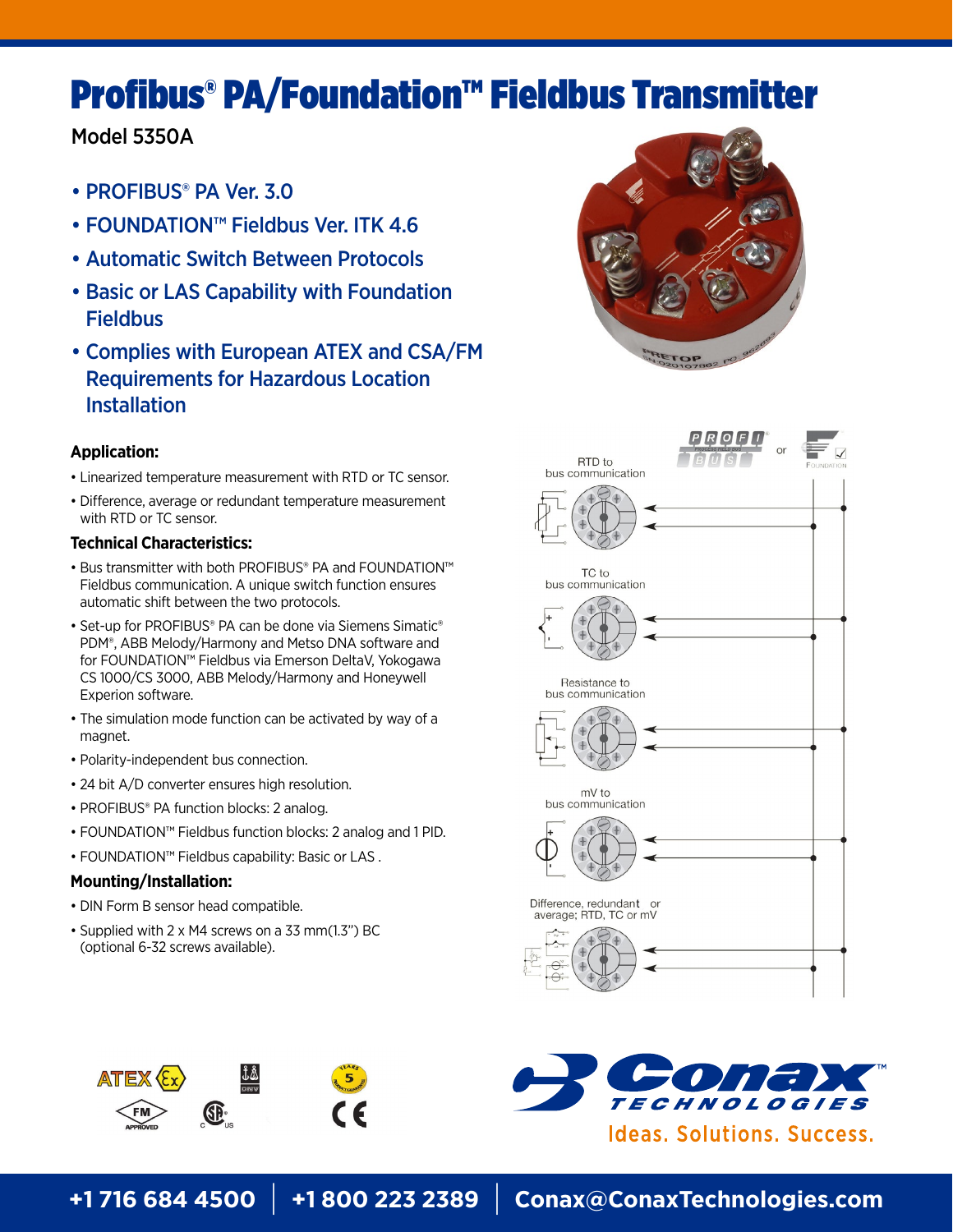# Profibus® PA/Foundation™ Fieldbus Transmitter

Model 5350A

- PROFIBUS® PA Ver. 3.0
- FOUNDATION™ Fieldbus Ver. ITK 4.6
- Automatic Switch Between Protocols
- Basic or LAS Capability with Foundation Fieldbus
- Complies with European ATEX and CSA/FM Requirements for Hazardous Location Installation

### Application:

- Linearized temperature measurement with RTD or TC sensor.
- Difference, average or redundant temperature measurement with RTD or TC sensor.

### Technical Characteristics:

- Bus transmitter with both PROFIBUS® PA and FOUNDATION™ Fieldbus communication. A unique switch function ensures automatic shift between the two protocols.
- Set-up for PROFIBUS® PA can be done via Siemens Simatic® PDM®, ABB Melody/Harmony and Metso DNA software and for FOUNDATION™ Fieldbus via Emerson DeltaV, Yokogawa CS 1000/CS 3000, ABB Melody/Harmony and Honeywell Experion software.
- The simulation mode function can be activated by way of a magnet.
- Polarity-independent bus connection.
- 24 bit A/D converter ensures high resolution.
- PROFIBUS® PA function blocks: 2 analog.
- FOUNDATION™ Fieldbus function blocks: 2 analog and 1 PID.
- FOUNDATION™ Fieldbus capability: Basic or LAS .

### Mounting/Installation:

- DIN Form B sensor head compatible.
- Supplied with 2 x M4 screws on a 33 mm(1.3") BC (optional 6-32 screws available).

PROFIBUS or FOUNDATION

RTD to bus communication

TC to bus communication

Resistance to bus communication

mV to bus communication

Difference, redundant or average; RTD, TC or mV

Conax TECHNOLOGIES

Ideas. Solutions. Success.

+1 716 684 4500 | +1 800 223 2389 | Conax@ConaxTechnologies.com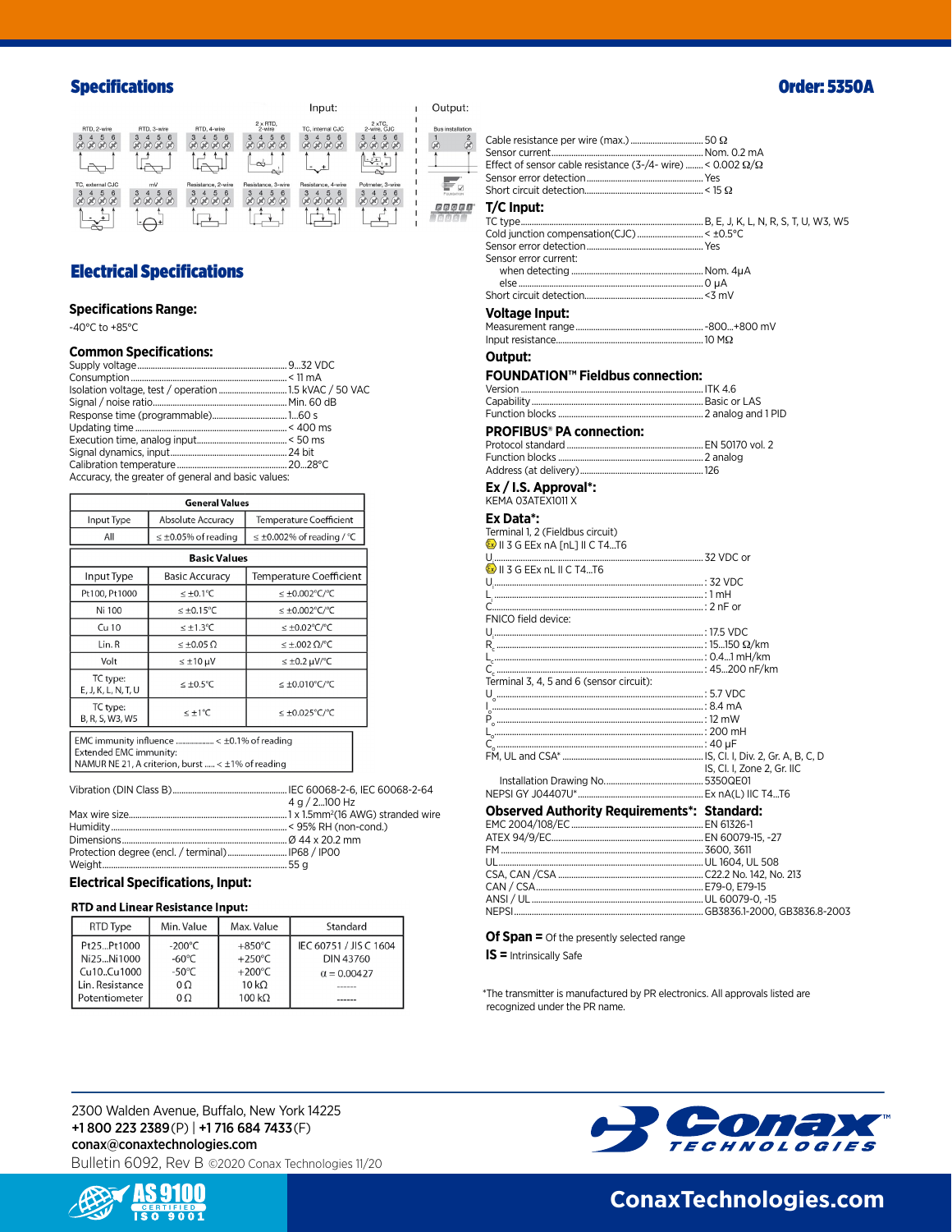## Specifications

**Order: 5350A**

Input:

RTD, 2-wire | RTD, 3-wire | RTD, 4-wire | 2 x RTD, 2-wire | TC, internal CJC | 2 xTC, 2-wire, CJC

TC, external CJC | mV | Resistance, 2-wire | Resistance, 3-wire | Resistance, 4-wire | Potmeter, 3-wire

Output:

Bus installation

## Electrical Specifications

### Specifications Range:

-40°C to +85°C

### Common Specifications:

Supply voltage ............ 9...32 VDC
Consumption ............ < 11 mA
Isolation voltage, test / operation ............ 1.5 kVAC / 50 VAC
Signal / noise ratio............ Min. 60 dB
Response time (programmable)............ 1...60 s
Updating time ............ < 400 ms
Execution time, analog input............ < 50 ms
Signal dynamics, input............ 24 bit
Calibration temperature ............ 20...28°C
Accuracy, the greater of general and basic values:

| General Values | | |
|---|---|---|
| Input Type | Absolute Accuracy | Temperature Coefficient |
| All | ≤ ±0.05% of reading | ≤ ±0.002% of reading / °C |

| Basic Values | | |
|---|---|---|
| Input Type | Basic Accuracy | Temperature Coefficient |
| Pt100, Pt1000 | ≤ ±0.1°C | ≤ ±0.002°C/°C |
| Ni 100 | ≤ ±0.15°C | ≤ ±0.002°C/°C |
| Cu 10 | ≤ ±1.3°C | ≤ ±0.02°C/°C |
| Lin. R | ≤ ±0.05 Ω | ≤ ±.002 Ω/°C |
| Volt | ≤ ±10 µV | ≤ ±0.2 µV/°C |
| TC type: E, J, K, L, N, T, U | ≤ ±0.5°C | ≤ ±0.010°C/°C |
| TC type: B, R, S, W3, W5 | ≤ ±1°C | ≤ ±0.025°C/°C |

EMC immunity influence ............ < ±0.1% of reading
Extended EMC immunity:
NAMUR NE 21, A criterion, burst ..... < ±1% of reading

Vibration (DIN Class B)............ IEC 60068-2-6, IEC 60068-2-64
4 g / 2...100 Hz
Max wire size............ 1 x 1.5mm² (16 AWG) stranded wire
Humidity ............ < 95% RH (non-cond.)
Dimensions............ Ø 44 x 20.2 mm
Protection degree (encl. / terminal)............ IP68 / IP00
Weight............ 55 g

### Electrical Specifications, Input:

#### RTD and Linear Resistance Input:

| RTD Type | Min. Value | Max. Value | Standard |
|---|---|---|---|
| Pt25...Pt1000 | -200°C | +850°C | IEC 60751 / JIS C 1604 |
| Ni25...Ni1000 | -60°C | +250°C | DIN 43760 |
| Cu10...Cu1000 | -50°C | +200°C | α = 0.00427 |
| Lin. Resistance | 0 Ω | 10 kΩ | ------ |
| Potentiometer | 0 Ω | 100 kΩ | ------ |

Cable resistance per wire (max.) ............ 50 Ω
Sensor current............ Nom. 0.2 mA
Effect of sensor cable resistance (3-/4- wire) ....... < 0.002 Ω/Ω
Sensor error detection............ Yes
Short circuit detection............ < 15 Ω

### T/C Input:

TC type............ B, E, J, K, L, N, R, S, T, U, W3, W5
Cold junction compensation(CJC)............ < ±0.5°C
Sensor error detection............ Yes
Sensor error current:
  when detecting ............ Nom. 4µA
  else ............ 0 µA
Short circuit detection............ <3 mV

### Voltage Input:

Measurement range............ -800...+800 mV
Input resistance............ 10 MΩ

### Output:

### FOUNDATION™ Fieldbus connection:

Version ............ ITK 4.6
Capability ............ Basic or LAS
Function blocks ............ 2 analog and 1 PID

### PROFIBUS® PA connection:

Protocol standard ............ EN 50170 vol. 2
Function blocks ............ 2 analog
Address (at delivery)............ 126

### Ex / I.S. Approval*:

KEMA 03ATEX1011 X

### Ex Data*:

Terminal 1, 2 (Fieldbus circuit)
II 3 G EEx nA [nL] II C T4...T6
$U_i$ ............ 32 VDC or
II 3 G EEx nL II C T4...T6
$U_i$ ............: 32 VDC
$L_i$ ............: 1 mH
$C_i$ ............: 2 nF or
FNICO field device:
$U_i$ ............: 17.5 VDC
$R_c$ ............: 15...150 Ω/km
$L_c$ ............: 0.4...1 mH/km
$C_c$ ............: 45...200 nF/km
Terminal 3, 4, 5 and 6 (sensor circuit):
$U_o$ ............: 5.7 VDC
$I_o$ ............: 8.4 mA
$P_o$ ............: 12 mW
$L_o$ ............: 200 mH
$C_o$ ............: 40 µF
FM, UL and CSA* ............ IS, Cl. I, Div. 2, Gr. A, B, C, D
IS, Cl. I, Zone 2, Gr. IIC
  Installation Drawing No............ 5350QE01
NEPSI GY J04407U* ............ Ex nA(L) IIC T4...T6

### Observed Authority Requirements*: Standard:

EMC 2004/108/EC............ EN 61326-1
ATEX 94/9/EC............ EN 60079-15, -27
FM............ 3600, 3611
UL............ UL 1604, UL 508
CSA, CAN /CSA ............ C22.2 No. 142, No. 213
CAN / CSA............ E79-0, E79-15
ANSI / UL............ UL 60079-0, -15
NEPSI............ GB3836.1-2000, GB3836.8-2003

**Of Span =** Of the presently selected range

**IS =** Intrinsically Safe

*The transmitter is manufactured by PR electronics. All approvals listed are recognized under the PR name.

2300 Walden Avenue, Buffalo, New York 14225
**+1 800 223 2389**(P) | **+1 716 684 7433**(F)
**conax@conaxtechnologies.com**
Bulletin 6092, Rev B ©2020 Conax Technologies 11/20

AS 9100 CERTIFIED ISO 9001

**ConaxTechnologies.com**